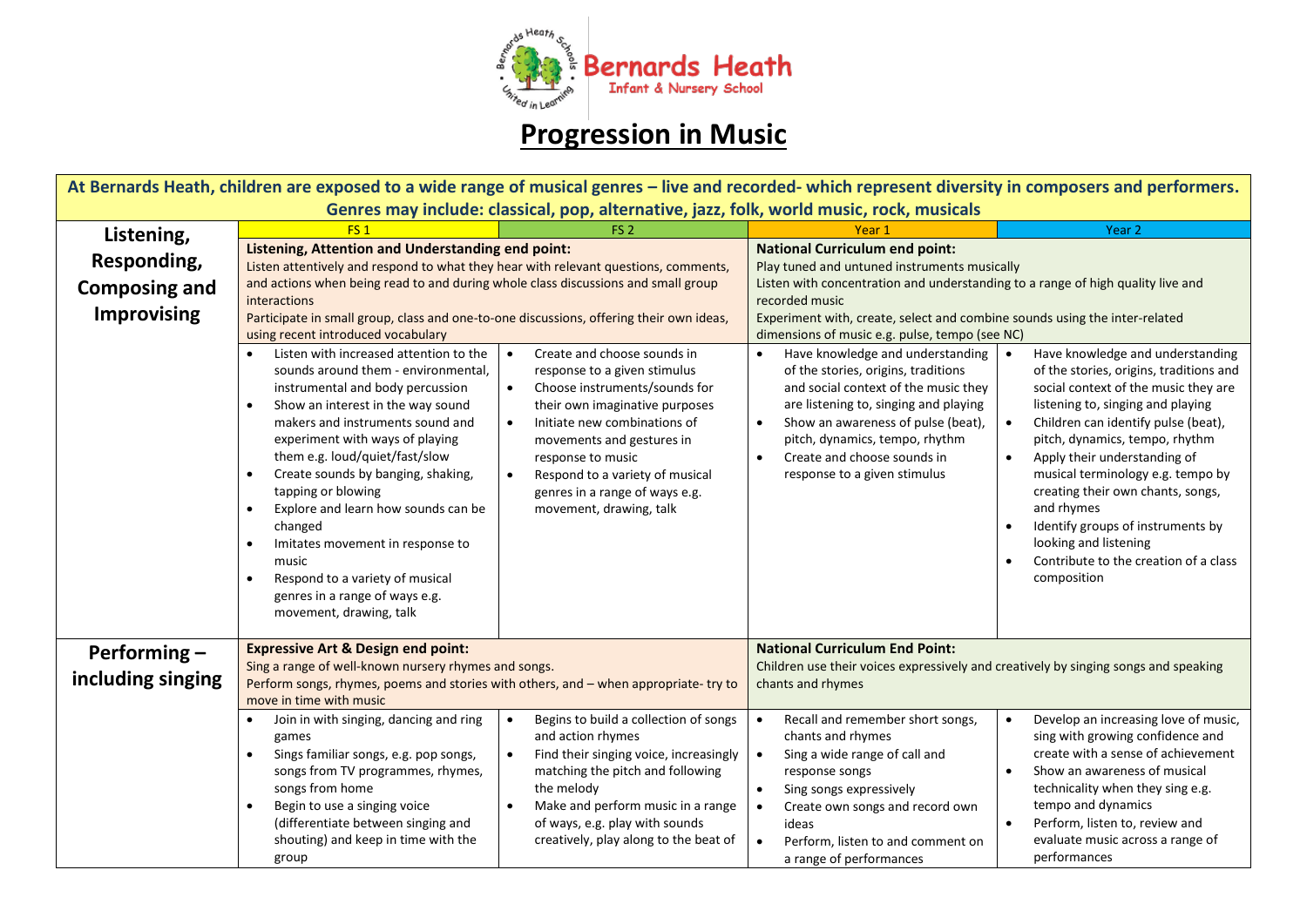# Bernards Heath Infant & Nursery School

## Progression in Music

**At Bernards Heath, children are exposed to a wide range of musical genres – live and recorded- which represent diversity in composers and performers. Genres may include: classical, pop, alternative, jazz, folk, world music, rock, musicals**

| | FS 1 | FS 2 | Year 1 | Year 2 |
|---|---|---|---|---|
| **Listening, Responding, Composing and Improvising** | **Listening, Attention and Understanding end point:** Listen attentively and respond to what they hear with relevant questions, comments, and actions when being read to and during whole class discussions and small group interactions<br>Participate in small group, class and one-to-one discussions, offering their own ideas, using recent introduced vocabulary | | **National Curriculum end point:** Play tuned and untuned instruments musically<br>Listen with concentration and understanding to a range of high quality live and recorded music<br>Experiment with, create, select and combine sounds using the inter-related dimensions of music e.g. pulse, tempo (see NC) | |
| | • Listen with increased attention to the sounds around them - environmental, instrumental and body percussion<br>• Show an interest in the way sound makers and instruments sound and experiment with ways of playing them e.g. loud/quiet/fast/slow<br>• Create sounds by banging, shaking, tapping or blowing<br>• Explore and learn how sounds can be changed<br>• Imitates movement in response to music<br>• Respond to a variety of musical genres in a range of ways e.g. movement, drawing, talk | • Create and choose sounds in response to a given stimulus<br>• Choose instruments/sounds for their own imaginative purposes<br>• Initiate new combinations of movements and gestures in response to music<br>• Respond to a variety of musical genres in a range of ways e.g. movement, drawing, talk | • Have knowledge and understanding of the stories, origins, traditions and social context of the music they are listening to, singing and playing<br>• Show an awareness of pulse (beat), pitch, dynamics, tempo, rhythm<br>• Create and choose sounds in response to a given stimulus | • Have knowledge and understanding of the stories, origins, traditions and social context of the music they are listening to, singing and playing<br>• Children can identify pulse (beat), pitch, dynamics, tempo, rhythm<br>• Apply their understanding of musical terminology e.g. tempo by creating their own chants, songs, and rhymes<br>• Identify groups of instruments by looking and listening<br>• Contribute to the creation of a class composition |
| **Performing – including singing** | **Expressive Art & Design end point:** Sing a range of well-known nursery rhymes and songs.<br>Perform songs, rhymes, poems and stories with others, and – when appropriate- try to move in time with music | | **National Curriculum End Point:** Children use their voices expressively and creatively by singing songs and speaking chants and rhymes | |
| | • Join in with singing, dancing and ring games<br>• Sings familiar songs, e.g. pop songs, songs from TV programmes, rhymes, songs from home<br>• Begin to use a singing voice (differentiate between singing and shouting) and keep in time with the group | • Begins to build a collection of songs and action rhymes<br>• Find their singing voice, increasingly matching the pitch and following the melody<br>• Make and perform music in a range of ways, e.g. play with sounds creatively, play along to the beat of | • Recall and remember short songs, chants and rhymes<br>• Sing a wide range of call and response songs<br>• Sing songs expressively<br>• Create own songs and record own ideas<br>• Perform, listen to and comment on a range of performances | • Develop an increasing love of music, sing with growing confidence and create with a sense of achievement<br>• Show an awareness of musical technicality when they sing e.g. tempo and dynamics<br>• Perform, listen to, review and evaluate music across a range of performances |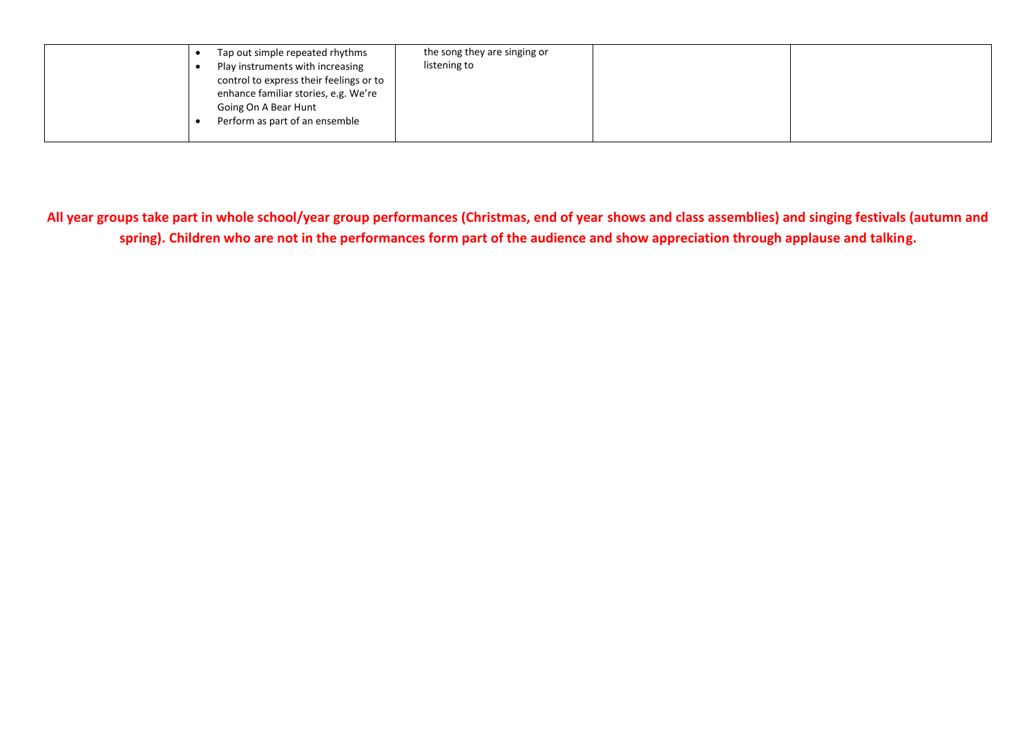| | | | | |
|---|---|---|---|---|
| | • Tap out simple repeated rhythms<br>• Play instruments with increasing control to express their feelings or to enhance familiar stories, e.g. We're Going On A Bear Hunt<br>• Perform as part of an ensemble | the song they are singing or listening to | | |

**All year groups take part in whole school/year group performances (Christmas, end of year shows and class assemblies) and singing festivals (autumn and spring). Children who are not in the performances form part of the audience and show appreciation through applause and talking.**